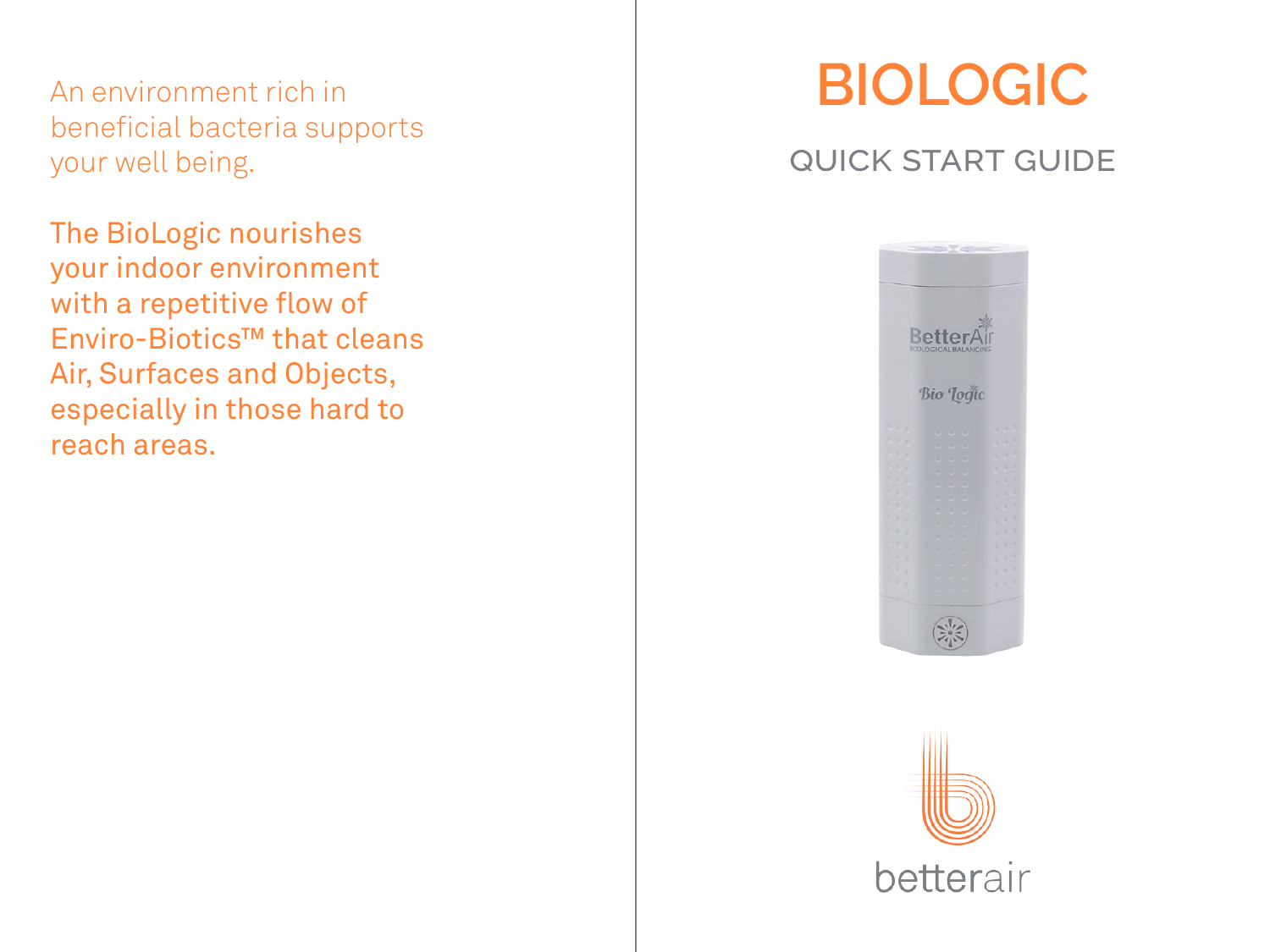An environment rich in beneficial bacteria supports your well being.

The BioLogic nourishes your indoor environment with a repetitive flow of Enviro-Biotics™ that cleans Air, Surfaces and Objects, especially in those hard to reach areas.

# BIOLOGIC

## QUICK START GUIDE

betterair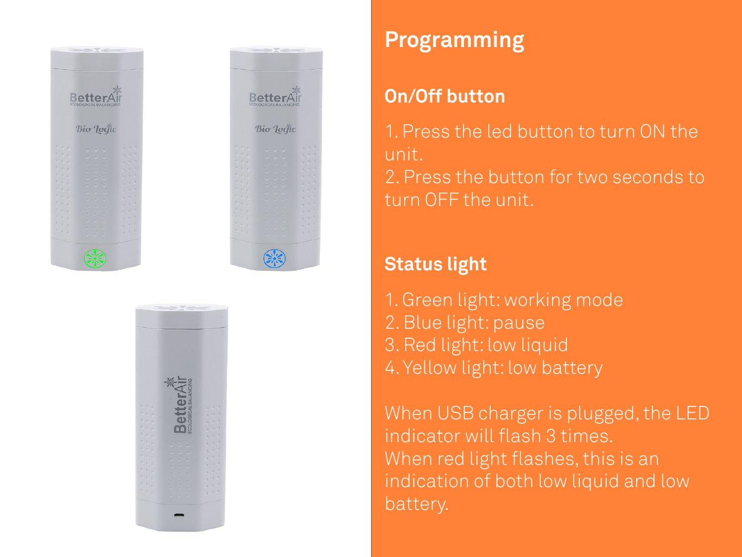# Programming

## On/Off button

1. Press the led button to turn ON the unit.
2. Press the button for two seconds to turn OFF the unit.

## Status light

1. Green light: working mode
2. Blue light: pause
3. Red light: low liquid
4. Yellow light: low battery

When USB charger is plugged, the LED indicator will flash 3 times.
When red light flashes, this is an indication of both low liquid and low battery.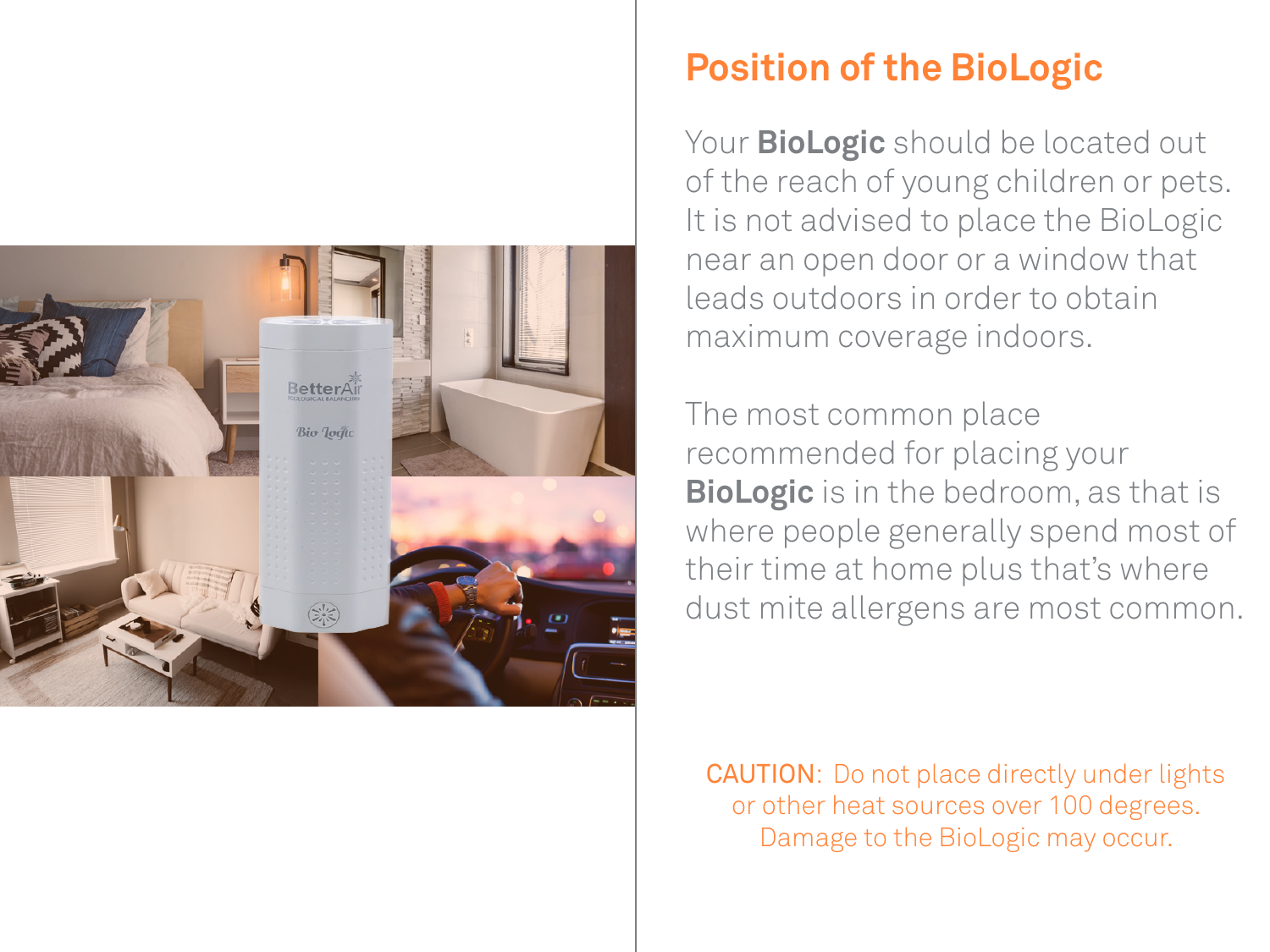# Position of the BioLogic

Your **BioLogic** should be located out of the reach of young children or pets. It is not advised to place the BioLogic near an open door or a window that leads outdoors in order to obtain maximum coverage indoors.

The most common place recommended for placing your **BioLogic** is in the bedroom, as that is where people generally spend most of their time at home plus that's where dust mite allergens are most common.

CAUTION: Do not place directly under lights or other heat sources over 100 degrees. Damage to the BioLogic may occur.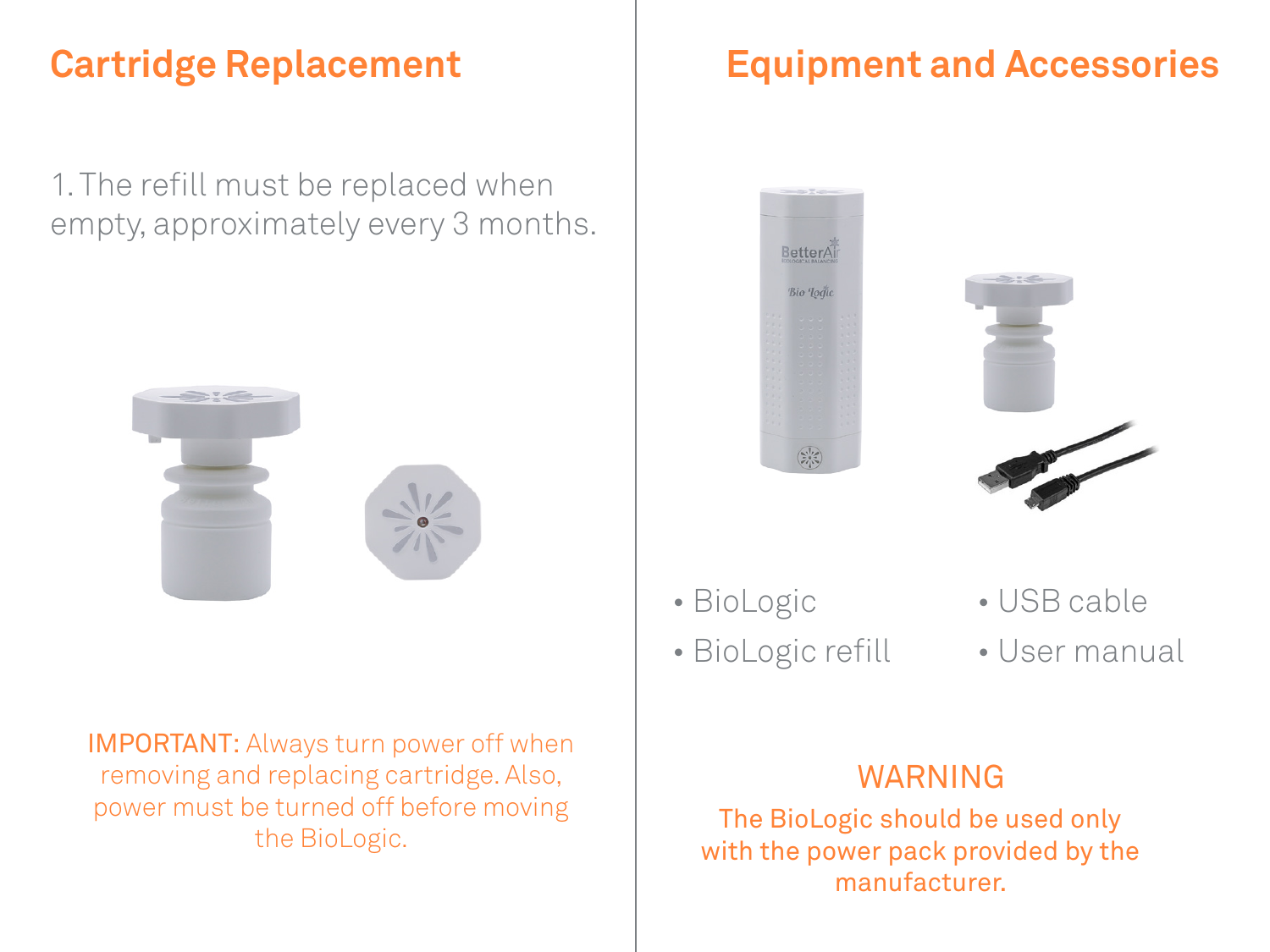## Cartridge Replacement

1. The refill must be replaced when empty, approximately every 3 months.

IMPORTANT: Always turn power off when removing and replacing cartridge. Also, power must be turned off before moving the BioLogic.

## Equipment and Accessories

- BioLogic
- BioLogic refill
- USB cable
- User manual

### WARNING

The BioLogic should be used only with the power pack provided by the manufacturer.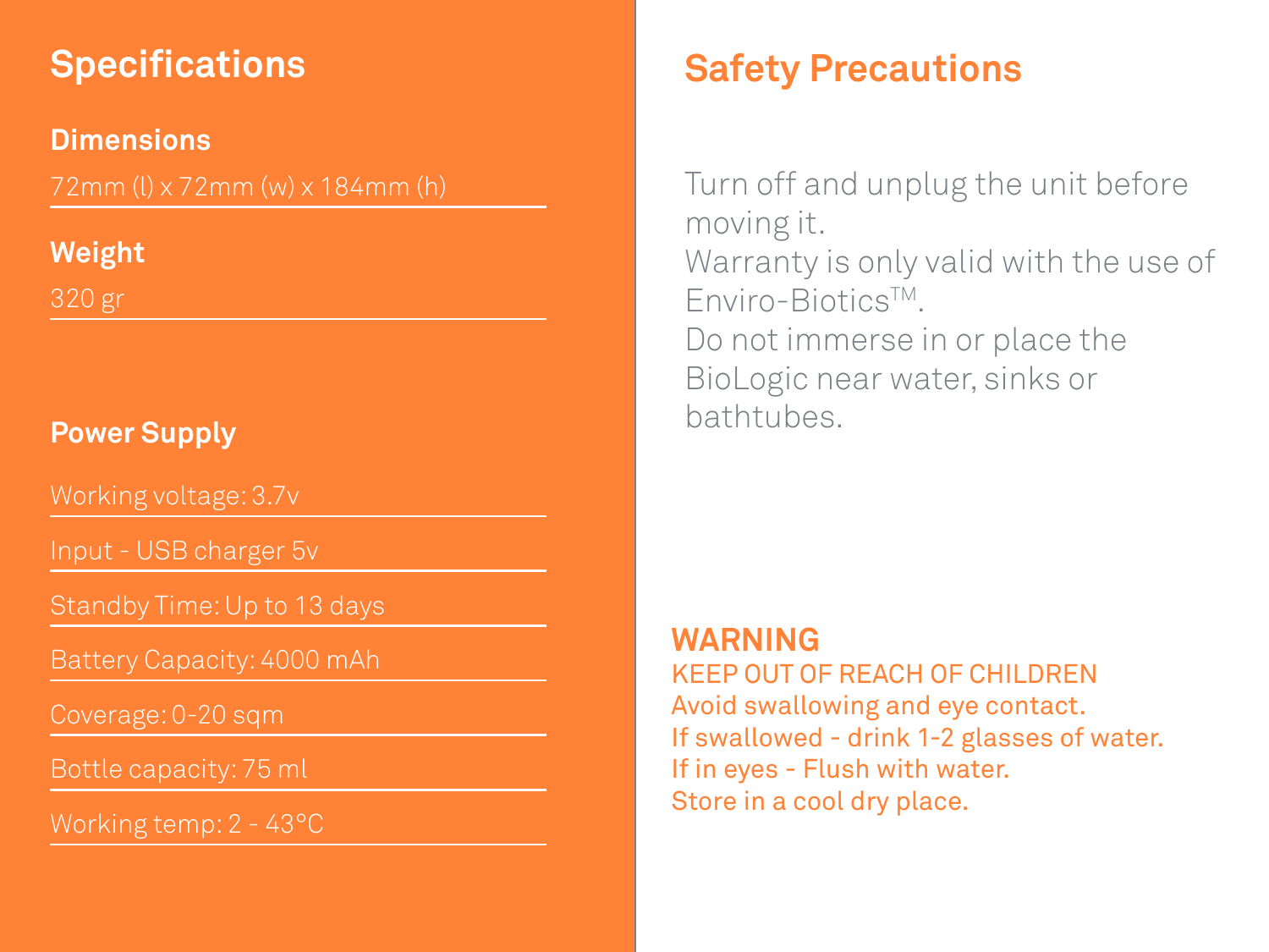## Specifications

### Dimensions

72mm (l) x 72mm (w) x 184mm (h)

### Weight

320 gr

### Power Supply

Working voltage: 3.7v

Input - USB charger 5v

Standby Time: Up to 13 days

Battery Capacity: 4000 mAh

Coverage: 0-20 sqm

Bottle capacity: 75 ml

Working temp: 2 - 43°C

## Safety Precautions

Turn off and unplug the unit before moving it.
Warranty is only valid with the use of Enviro-Biotics™.
Do not immerse in or place the BioLogic near water, sinks or bathtubes.

**WARNING**

KEEP OUT OF REACH OF CHILDREN
Avoid swallowing and eye contact.
If swallowed - drink 1-2 glasses of water.
If in eyes - Flush with water.
Store in a cool dry place.